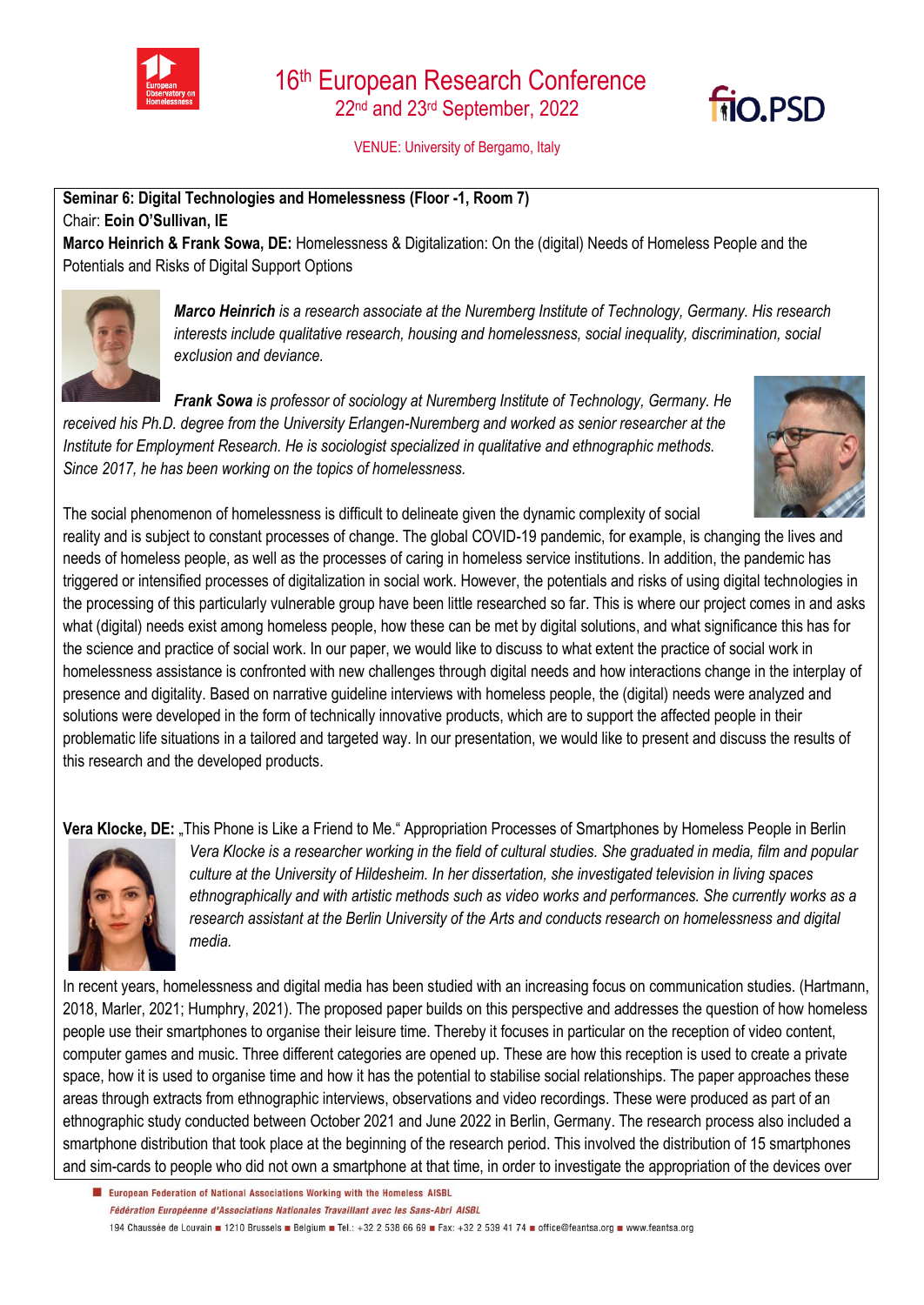# 16th European Research Conference

22nd and 23rd September, 2022

VENUE: University of Bergamo, Italy

**Seminar 6: Digital Technologies and Homelessness (Floor -1, Room 7)**

Chair: **Eoin O'Sullivan, IE**

**Marco Heinrich & Frank Sowa, DE:** Homelessness & Digitalization: On the (digital) Needs of Homeless People and the Potentials and Risks of Digital Support Options

***Marco Heinrich*** *is a research associate at the Nuremberg Institute of Technology, Germany. His research interests include qualitative research, housing and homelessness, social inequality, discrimination, social exclusion and deviance.*

***Frank Sowa*** *is professor of sociology at Nuremberg Institute of Technology, Germany. He received his Ph.D. degree from the University Erlangen-Nuremberg and worked as senior researcher at the Institute for Employment Research. He is sociologist specialized in qualitative and ethnographic methods. Since 2017, he has been working on the topics of homelessness.*

The social phenomenon of homelessness is difficult to delineate given the dynamic complexity of social reality and is subject to constant processes of change. The global COVID-19 pandemic, for example, is changing the lives and needs of homeless people, as well as the processes of caring in homeless service institutions. In addition, the pandemic has triggered or intensified processes of digitalization in social work. However, the potentials and risks of using digital technologies in the processing of this particularly vulnerable group have been little researched so far. This is where our project comes in and asks what (digital) needs exist among homeless people, how these can be met by digital solutions, and what significance this has for the science and practice of social work. In our paper, we would like to discuss to what extent the practice of social work in homelessness assistance is confronted with new challenges through digital needs and how interactions change in the interplay of presence and digitality. Based on narrative guideline interviews with homeless people, the (digital) needs were analyzed and solutions were developed in the form of technically innovative products, which are to support the affected people in their problematic life situations in a tailored and targeted way. In our presentation, we would like to present and discuss the results of this research and the developed products.

**Vera Klocke, DE:** „This Phone is Like a Friend to Me." Appropriation Processes of Smartphones by Homeless People in Berlin

*Vera Klocke is a researcher working in the field of cultural studies. She graduated in media, film and popular culture at the University of Hildesheim. In her dissertation, she investigated television in living spaces ethnographically and with artistic methods such as video works and performances. She currently works as a research assistant at the Berlin University of the Arts and conducts research on homelessness and digital media.*

In recent years, homelessness and digital media has been studied with an increasing focus on communication studies. (Hartmann, 2018, Marler, 2021; Humphry, 2021). The proposed paper builds on this perspective and addresses the question of how homeless people use their smartphones to organise their leisure time. Thereby it focuses in particular on the reception of video content, computer games and music. Three different categories are opened up. These are how this reception is used to create a private space, how it is used to organise time and how it has the potential to stabilise social relationships. The paper approaches these areas through extracts from ethnographic interviews, observations and video recordings. These were produced as part of an ethnographic study conducted between October 2021 and June 2022 in Berlin, Germany. The research process also included a smartphone distribution that took place at the beginning of the research period. This involved the distribution of 15 smartphones and sim-cards to people who did not own a smartphone at that time, in order to investigate the appropriation of the devices over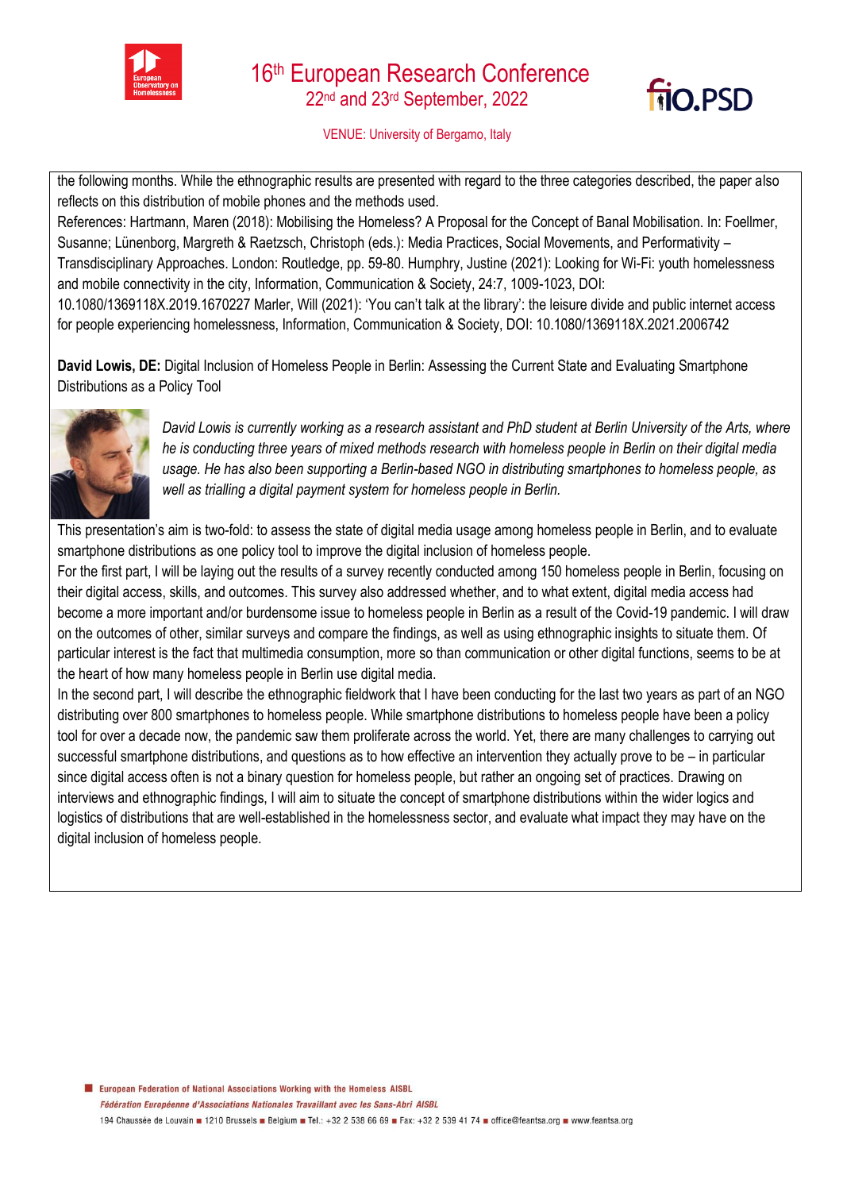the following months. While the ethnographic results are presented with regard to the three categories described, the paper also reflects on this distribution of mobile phones and the methods used.

References: Hartmann, Maren (2018): Mobilising the Homeless? A Proposal for the Concept of Banal Mobilisation. In: Foellmer, Susanne; Lünenborg, Margreth & Raetzsch, Christoph (eds.): Media Practices, Social Movements, and Performativity – Transdisciplinary Approaches. London: Routledge, pp. 59-80. Humphry, Justine (2021): Looking for Wi-Fi: youth homelessness and mobile connectivity in the city, Information, Communication & Society, 24:7, 1009-1023, DOI: 10.1080/1369118X.2019.1670227 Marler, Will (2021): 'You can't talk at the library': the leisure divide and public internet access for people experiencing homelessness, Information, Communication & Society, DOI: 10.1080/1369118X.2021.2006742

**David Lowis, DE:** Digital Inclusion of Homeless People in Berlin: Assessing the Current State and Evaluating Smartphone Distributions as a Policy Tool

*David Lowis is currently working as a research assistant and PhD student at Berlin University of the Arts, where he is conducting three years of mixed methods research with homeless people in Berlin on their digital media usage. He has also been supporting a Berlin-based NGO in distributing smartphones to homeless people, as well as trialling a digital payment system for homeless people in Berlin.*

This presentation's aim is two-fold: to assess the state of digital media usage among homeless people in Berlin, and to evaluate smartphone distributions as one policy tool to improve the digital inclusion of homeless people.

For the first part, I will be laying out the results of a survey recently conducted among 150 homeless people in Berlin, focusing on their digital access, skills, and outcomes. This survey also addressed whether, and to what extent, digital media access had become a more important and/or burdensome issue to homeless people in Berlin as a result of the Covid-19 pandemic. I will draw on the outcomes of other, similar surveys and compare the findings, as well as using ethnographic insights to situate them. Of particular interest is the fact that multimedia consumption, more so than communication or other digital functions, seems to be at the heart of how many homeless people in Berlin use digital media.

In the second part, I will describe the ethnographic fieldwork that I have been conducting for the last two years as part of an NGO distributing over 800 smartphones to homeless people. While smartphone distributions to homeless people have been a policy tool for over a decade now, the pandemic saw them proliferate across the world. Yet, there are many challenges to carrying out successful smartphone distributions, and questions as to how effective an intervention they actually prove to be – in particular since digital access often is not a binary question for homeless people, but rather an ongoing set of practices. Drawing on interviews and ethnographic findings, I will aim to situate the concept of smartphone distributions within the wider logics and logistics of distributions that are well-established in the homelessness sector, and evaluate what impact they may have on the digital inclusion of homeless people.